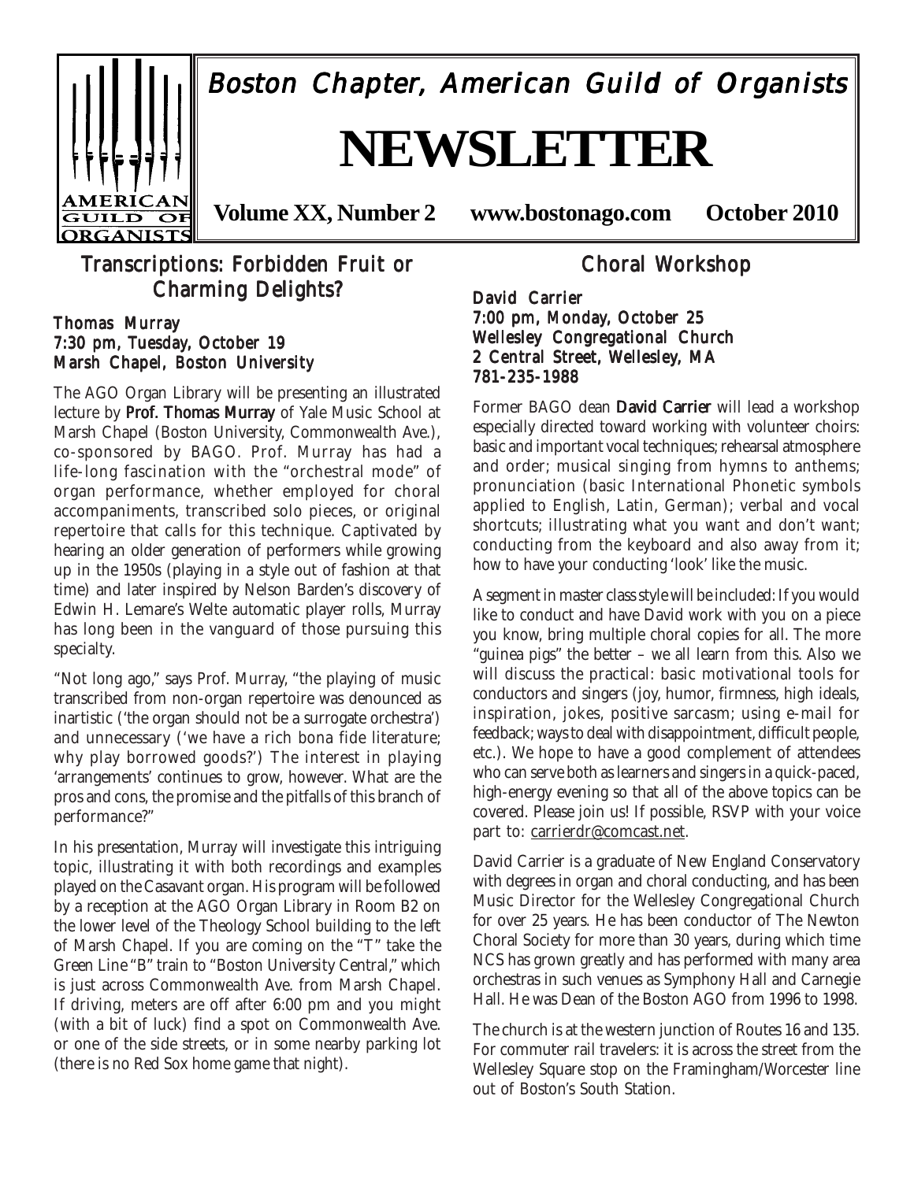# Boston Chapter, American Guild of Organists

# NEWSLETTER

**Volume XX, Number 2 www.bostonago.com October 2010**

## Transcriptions: Forbidden Fruit or Charming Delights?

**Thomas Murray**
**7:30 pm, Tuesday, October 19**
**Marsh Chapel, Boston University**

The AGO Organ Library will be presenting an illustrated lecture by **Prof. Thomas Murray** of Yale Music School at Marsh Chapel (Boston University, Commonwealth Ave.), co-sponsored by BAGO. Prof. Murray has had a life-long fascination with the "orchestral mode" of organ performance, whether employed for choral accompaniments, transcribed solo pieces, or original repertoire that calls for this technique. Captivated by hearing an older generation of performers while growing up in the 1950s (playing in a style out of fashion at that time) and later inspired by Nelson Barden's discovery of Edwin H. Lemare's Welte automatic player rolls, Murray has long been in the vanguard of those pursuing this specialty.

"Not long ago," says Prof. Murray, "the playing of music transcribed from non-organ repertoire was denounced as inartistic ('the organ should not be a surrogate orchestra') and unnecessary ('we have a rich bona fide literature; why play borrowed goods?') The interest in playing 'arrangements' continues to grow, however. What are the pros and cons, the promise and the pitfalls of this branch of performance?"

In his presentation, Murray will investigate this intriguing topic, illustrating it with both recordings and examples played on the Casavant organ. His program will be followed by a reception at the AGO Organ Library in Room B2 on the lower level of the Theology School building to the left of Marsh Chapel. If you are coming on the "T" take the Green Line "B" train to "Boston University Central," which is just across Commonwealth Ave. from Marsh Chapel. If driving, meters are off after 6:00 pm and you might (with a bit of luck) find a spot on Commonwealth Ave. or one of the side streets, or in some nearby parking lot (there is no Red Sox home game that night).

## Choral Workshop

**David Carrier**
**7:00 pm, Monday, October 25**
**Wellesley Congregational Church**
**2 Central Street, Wellesley, MA**
**781-235-1988**

Former BAGO dean **David Carrier** will lead a workshop especially directed toward working with volunteer choirs: basic and important vocal techniques; rehearsal atmosphere and order; musical singing from hymns to anthems; pronunciation (basic International Phonetic symbols applied to English, Latin, German); verbal and vocal shortcuts; illustrating what you want and don't want; conducting from the keyboard and also away from it; how to have your conducting 'look' like the music.

A segment in master class style will be included: If you would like to conduct and have David work with you on a piece you know, bring multiple choral copies for all. The more "guinea pigs" the better – we all learn from this. Also we will discuss the practical: basic motivational tools for conductors and singers (joy, humor, firmness, high ideals, inspiration, jokes, positive sarcasm; using e-mail for feedback; ways to deal with disappointment, difficult people, etc.). We hope to have a good complement of attendees who can serve both as learners and singers in a quick-paced, high-energy evening so that all of the above topics can be covered. Please join us! If possible, RSVP with your voice part to: carrierdr@comcast.net.

David Carrier is a graduate of New England Conservatory with degrees in organ and choral conducting, and has been Music Director for the Wellesley Congregational Church for over 25 years. He has been conductor of The Newton Choral Society for more than 30 years, during which time NCS has grown greatly and has performed with many area orchestras in such venues as Symphony Hall and Carnegie Hall. He was Dean of the Boston AGO from 1996 to 1998.

The church is at the western junction of Routes 16 and 135. For commuter rail travelers: it is across the street from the Wellesley Square stop on the Framingham/Worcester line out of Boston's South Station.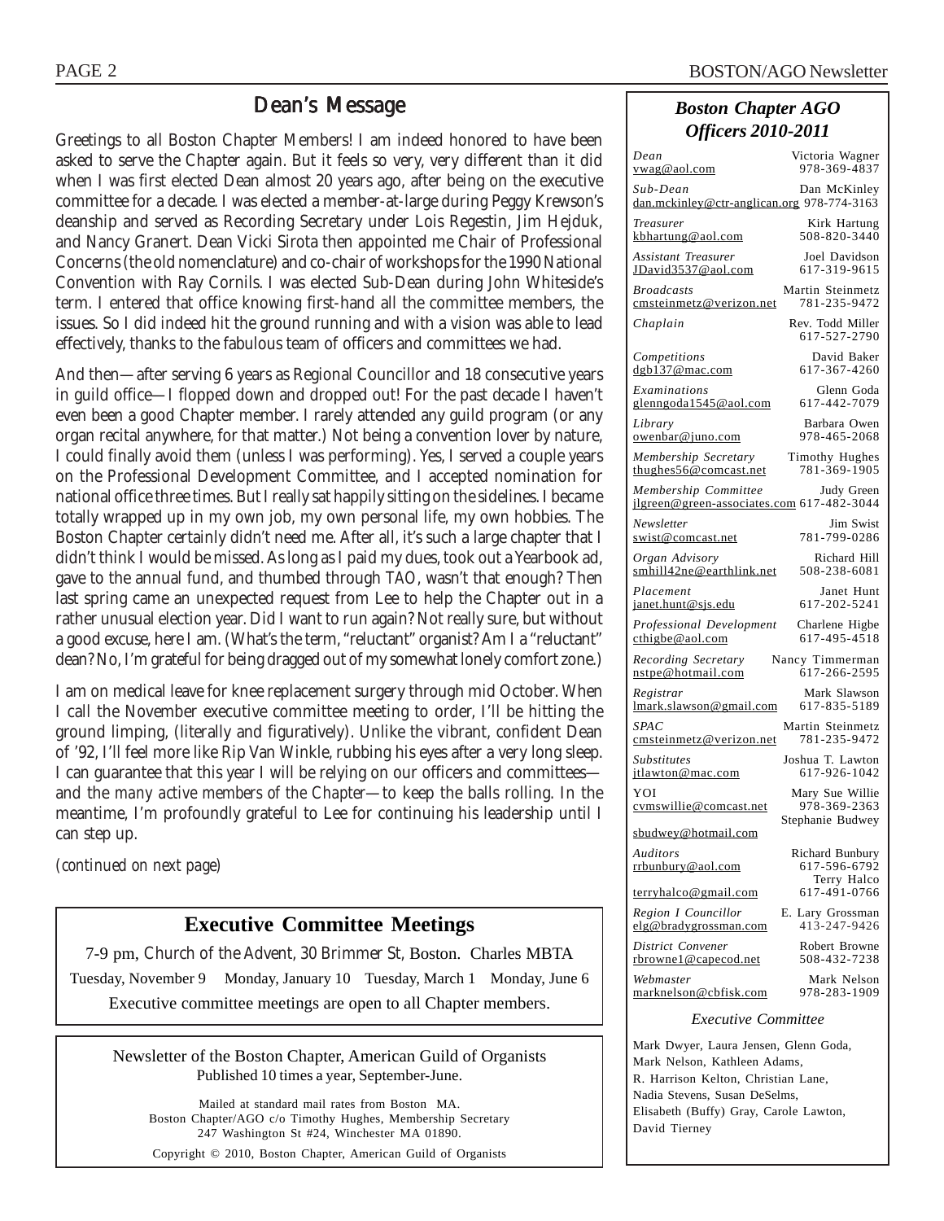## Dean's Message

Greetings to all Boston Chapter Members! I am indeed honored to have been asked to serve the Chapter again. But it feels so very, very different than it did when I was first elected Dean almost 20 years ago, after being on the executive committee for a decade. I was elected a member-at-large during Peggy Krewson's deanship and served as Recording Secretary under Lois Regestin, Jim Hejduk, and Nancy Granert. Dean Vicki Sirota then appointed me Chair of Professional Concerns (the old nomenclature) and co-chair of workshops for the 1990 National Convention with Ray Cornils. I was elected Sub-Dean during John Whiteside's term. I entered that office knowing first-hand all the committee members, the issues. So I did indeed hit the ground running and with a vision was able to lead effectively, thanks to the fabulous team of officers and committees we had.

And then—after serving 6 years as Regional Councillor and 18 consecutive years in guild office—I flopped down and dropped out! For the past decade I haven't even been a good Chapter member. I rarely attended any guild program (or any organ recital anywhere, for that matter.) Not being a convention lover by nature, I could finally avoid them (unless I was performing). Yes, I served a couple years on the Professional Development Committee, and I accepted nomination for national office three times. But I really sat happily sitting on the sidelines. I became totally wrapped up in my own job, my own personal life, my own hobbies. The Boston Chapter certainly didn't need me. After all, it's such a large chapter that I didn't think I would be missed. As long as I paid my dues, took out a Yearbook ad, gave to the annual fund, and thumbed through TAO, wasn't that enough? Then last spring came an unexpected request from Lee to help the Chapter out in a rather unusual election year. Did I want to run again? Not really sure, but without a good excuse, here I am. (What's the term, "reluctant" organist? Am I a "reluctant" dean? No, I'm grateful for being dragged out of my somewhat lonely comfort zone.)

I am on medical leave for knee replacement surgery through mid October. When I call the November executive committee meeting to order, I'll be hitting the ground limping, (literally and figuratively). Unlike the vibrant, confident Dean of '92, I'll feel more like Rip Van Winkle, rubbing his eyes after a very long sleep. I can guarantee that this year I will be relying on our officers and committees—and the *many active members of the Chapter*—to keep the balls rolling. In the meantime, I'm profoundly grateful to Lee for continuing his leadership until I can step up.

*(continued on next page)*

### Executive Committee Meetings

7-9 pm, Church of the Advent, 30 Brimmer St, Boston. Charles MBTA

Tuesday, November 9 Monday, January 10 Tuesday, March 1 Monday, June 6

Executive committee meetings are open to all Chapter members.

Newsletter of the Boston Chapter, American Guild of Organists
Published 10 times a year, September-June.

Mailed at standard mail rates from Boston MA.
Boston Chapter/AGO c/o Timothy Hughes, Membership Secretary
247 Washington St #24, Winchester MA 01890.

Copyright © 2010, Boston Chapter, American Guild of Organists

### *Boston Chapter AGO Officers 2010-2011*

| Office | Name | Email | Phone |
|---|---|---|---|
| *Dean* | Victoria Wagner | vwag@aol.com | 978-369-4837 |
| *Sub-Dean* | Dan McKinley | dan.mckinley@ctr-anglican.org | 978-774-3163 |
| *Treasurer* | Kirk Hartung | kbhartung@aol.com | 508-820-3440 |
| *Assistant Treasurer* | Joel Davidson | JDavid3537@aol.com | 617-319-9615 |
| *Broadcasts* | Martin Steinmetz | cmsteinmetz@verizon.net | 781-235-9472 |
| *Chaplain* | Rev. Todd Miller | | 617-527-2790 |
| *Competitions* | David Baker | dgb137@mac.com | 617-367-4260 |
| *Examinations* | Glenn Goda | glenngoda1545@aol.com | 617-442-7079 |
| *Library* | Barbara Owen | owenbar@juno.com | 978-465-2068 |
| *Membership Secretary* | Timothy Hughes | thughes56@comcast.net | 781-369-1905 |
| *Membership Committee* | Judy Green | jlgreen@green-associates.com | 617-482-3044 |
| *Newsletter* | Jim Swist | swist@comcast.net | 781-799-0286 |
| *Organ Advisory* | Richard Hill | smhill42ne@earthlink.net | 508-238-6081 |
| *Placement* | Janet Hunt | janet.hunt@sjs.edu | 617-202-5241 |
| *Professional Development* | Charlene Higbe | cthigbe@aol.com | 617-495-4518 |
| *Recording Secretary* | Nancy Timmerman | nstpe@hotmail.com | 617-266-2595 |
| *Registrar* | Mark Slawson | lmark.slawson@gmail.com | 617-835-5189 |
| *SPAC* | Martin Steinmetz | cmsteinmetz@verizon.net | 781-235-9472 |
| *Substitutes* | Joshua T. Lawton | jtlawton@mac.com | 617-926-1042 |
| YOI | Mary Sue Willie | cvmswillie@comcast.net | 978-369-2363 |
| | Stephanie Budwey | sbudwey@hotmail.com | |
| *Auditors* | Richard Bunbury | rrbunbury@aol.com | 617-596-6792 |
| | Terry Halco | terryhalco@gmail.com | 617-491-0766 |
| *Region I Councillor* | E. Lary Grossman | elg@bradygrossman.com | 413-247-9426 |
| *District Convener* | Robert Browne | rbrowne1@capecod.net | 508-432-7238 |
| *Webmaster* | Mark Nelson | marknelson@cbfisk.com | 978-283-1909 |

*Executive Committee*

Mark Dwyer, Laura Jensen, Glenn Goda, Mark Nelson, Kathleen Adams, R. Harrison Kelton, Christian Lane, Nadia Stevens, Susan DeSelms, Elisabeth (Buffy) Gray, Carole Lawton, David Tierney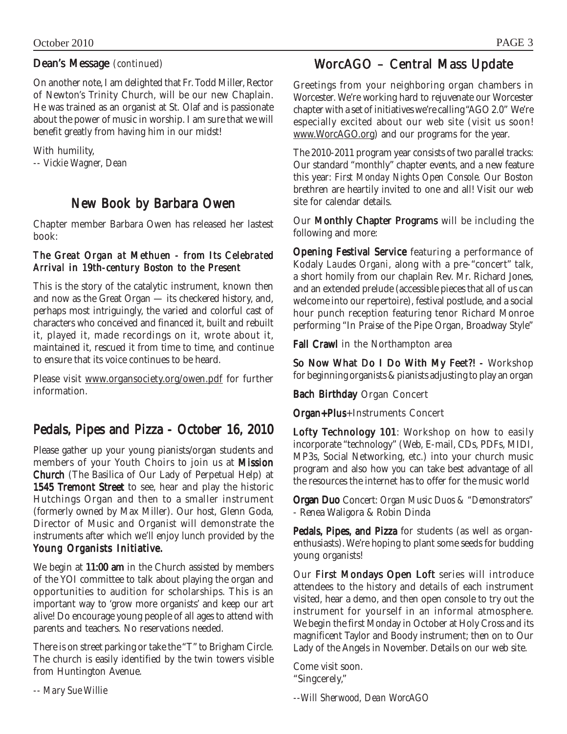## Dean's Message *(continued)*

On another note, I am delighted that Fr. Todd Miller, Rector of Newton's Trinity Church, will be our new Chaplain. He was trained as an organist at St. Olaf and is passionate about the power of music in worship. I am sure that we will benefit greatly from having him in our midst!

With humility,
*-- Vickie Wagner, Dean*

## New Book by Barbara Owen

Chapter member Barbara Owen has released her lastest book:

***The Great Organ at Methuen - from Its Celebrated Arrival in 19th-century Boston to the Present***

This is the story of the catalytic instrument, known then and now as the Great Organ — its checkered history, and, perhaps most intriguingly, the varied and colorful cast of characters who conceived and financed it, built and rebuilt it, played it, made recordings on it, wrote about it, maintained it, rescued it from time to time, and continue to ensure that its voice continues to be heard.

Please visit www.organsociety.org/owen.pdf for further information.

## Pedals, Pipes and Pizza - October 16, 2010

Please gather up your young pianists/organ students and members of your Youth Choirs to join us at **Mission Church** (The Basilica of Our Lady of Perpetual Help) at **1545 Tremont Street** to see, hear and play the historic Hutchings Organ and then to a smaller instrument (formerly owned by Max Miller). Our host, Glenn Goda, Director of Music and Organist will demonstrate the instruments after which we'll enjoy lunch provided by the **Young Organists Initiative.**

We begin at **11:00 am** in the Church assisted by members of the YOI committee to talk about playing the organ and opportunities to audition for scholarships. This is an important way to 'grow more organists' and keep our art alive! Do encourage young people of all ages to attend with parents and teachers. No reservations needed.

There is on street parking or take the "T" to Brigham Circle. The church is easily identified by the twin towers visible from Huntington Avenue.

*-- Mary Sue Willie*

## WorcAGO – Central Mass Update

Greetings from your neighboring organ chambers in Worcester. We're working hard to rejuvenate our Worcester chapter with a set of initiatives we're calling "AGO 2.0" We're especially excited about our web site (visit us soon! www.WorcAGO.org) and our programs for the year.

The 2010-2011 program year consists of two parallel tracks: Our standard "monthly" chapter events, and a new feature this year: *First Monday Nights Open Console.* Our Boston brethren are heartily invited to one and all! Visit our web site for calendar details.

Our **Monthly Chapter Programs** will be including the following and more:

**Opening Festival Service** featuring a performance of Kodaly *Laudes Organi*, along with a pre-"concert" talk, a short homily from our chaplain Rev. Mr. Richard Jones, and an extended prelude (accessible pieces that all of us can welcome into our repertoire), festival postlude, and a social hour punch reception featuring tenor Richard Monroe performing "In Praise of the Pipe Organ, Broadway Style"

**Fall Crawl** in the Northampton area

**So Now What Do I Do With My Feet?! -** Workshop for beginning organists & pianists adjusting to play an organ

**Bach Birthday** Organ Concert

**Organ+Plus**+Instruments Concert

**Lofty Technology 101**: Workshop on how to easily incorporate "technology" (Web, E-mail, CDs, PDFs, MIDI, MP3s, Social Networking, etc.) into your church music program and also how you can take best advantage of all the resources the internet has to offer for the music world

**Organ Duo** Concert: *Organ Music Duos & "Demonstrators"* - Renea Waligora & Robin Dinda

**Pedals, Pipes, and Pizza** for students (as well as organ-enthusiasts). We're hoping to plant some seeds for budding young organists!

Our **First Mondays Open Loft** series will introduce attendees to the history and details of each instrument visited, hear a demo, and then open console to try out the instrument for yourself in an informal atmosphere. We begin the first Monday in October at Holy Cross and its magnificent Taylor and Boody instrument; then on to Our Lady of the Angels in November. Details on our web site.

Come visit soon.
"Singcerely,"

*--Will Sherwood, Dean WorcAGO*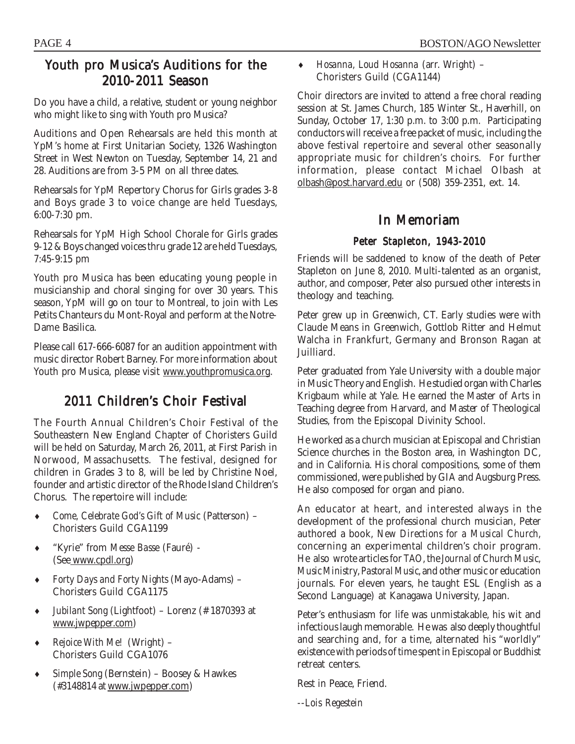## Youth pro Musica's Auditions for the 2010-2011 Season

Do you have a child, a relative, student or young neighbor who might like to sing with Youth pro Musica?

Auditions and Open Rehearsals are held this month at YpM's home at First Unitarian Society, 1326 Washington Street in West Newton on Tuesday, September 14, 21 and 28. Auditions are from 3-5 PM on all three dates.

Rehearsals for YpM Repertory Chorus for Girls grades 3-8 and Boys grade 3 to voice change are held Tuesdays, 6:00-7:30 pm.

Rehearsals for YpM High School Chorale for Girls grades 9-12 & Boys changed voices thru grade 12 are held Tuesdays, 7:45-9:15 pm

Youth pro Musica has been educating young people in musicianship and choral singing for over 30 years. This season, YpM will go on tour to Montreal, to join with Les Petits Chanteurs du Mont-Royal and perform at the Notre-Dame Basilica.

Please call 617-666-6087 for an audition appointment with music director Robert Barney. For more information about Youth pro Musica, please visit www.youthpromusica.org.

## 2011 Children's Choir Festival

The Fourth Annual Children's Choir Festival of the Southeastern New England Chapter of Choristers Guild will be held on Saturday, March 26, 2011, at First Parish in Norwood, Massachusetts. The festival, designed for children in Grades 3 to 8, will be led by Christine Noel, founder and artistic director of the Rhode Island Children's Chorus. The repertoire will include:

- *Come, Celebrate God's Gift of Music* (Patterson) – Choristers Guild CGA1199
- "Kyrie" from *Messe Basse* (Fauré) - (See www.cpdl.org)
- *Forty Days and Forty Nights* (Mayo-Adams) – Choristers Guild CGA1175
- *Jubilant Song* (Lightfoot) – Lorenz (# 1870393 at www.jwpepper.com)
- *Rejoice With Me!* (Wright) – Choristers Guild CGA1076
- *Simple Song* (Bernstein) – Boosey & Hawkes (#3148814 at www.jwpepper.com)
- *Hosanna, Loud Hosanna* (arr. Wright) – Choristers Guild (CGA1144)

Choir directors are invited to attend a free choral reading session at St. James Church, 185 Winter St., Haverhill, on Sunday, October 17, 1:30 p.m. to 3:00 p.m. Participating conductors will receive a free packet of music, including the above festival repertoire and several other seasonally appropriate music for children's choirs. For further information, please contact Michael Olbash at olbash@post.harvard.edu or (508) 359-2351, ext. 14.

## In Memoriam

### Peter Stapleton, 1943-2010

Friends will be saddened to know of the death of Peter Stapleton on June 8, 2010. Multi-talented as an organist, author, and composer, Peter also pursued other interests in theology and teaching.

Peter grew up in Greenwich, CT. Early studies were with Claude Means in Greenwich, Gottlob Ritter and Helmut Walcha in Frankfurt, Germany and Bronson Ragan at Juilliard.

Peter graduated from Yale University with a double major in Music Theory and English. He studied organ with Charles Krigbaum while at Yale. He earned the Master of Arts in Teaching degree from Harvard, and Master of Theological Studies, from the Episcopal Divinity School.

He worked as a church musician at Episcopal and Christian Science churches in the Boston area, in Washington DC, and in California. His choral compositions, some of them commissioned, were published by GIA and Augsburg Press. He also composed for organ and piano.

An educator at heart, and interested always in the development of the professional church musician, Peter authored a book, *New Directions for a Musical Church*, concerning an experimental children's choir program. He also wrote articles for *TAO*, the *Journal of Church Music*, *Music Ministry*, *Pastoral Music*, and other music or education journals. For eleven years, he taught ESL (English as a Second Language) at Kanagawa University, Japan.

Peter's enthusiasm for life was unmistakable, his wit and infectious laugh memorable. He was also deeply thoughtful and searching and, for a time, alternated his "worldly" existence with periods of time spent in Episcopal or Buddhist retreat centers.

Rest in Peace, Friend.

*--Lois Regestein*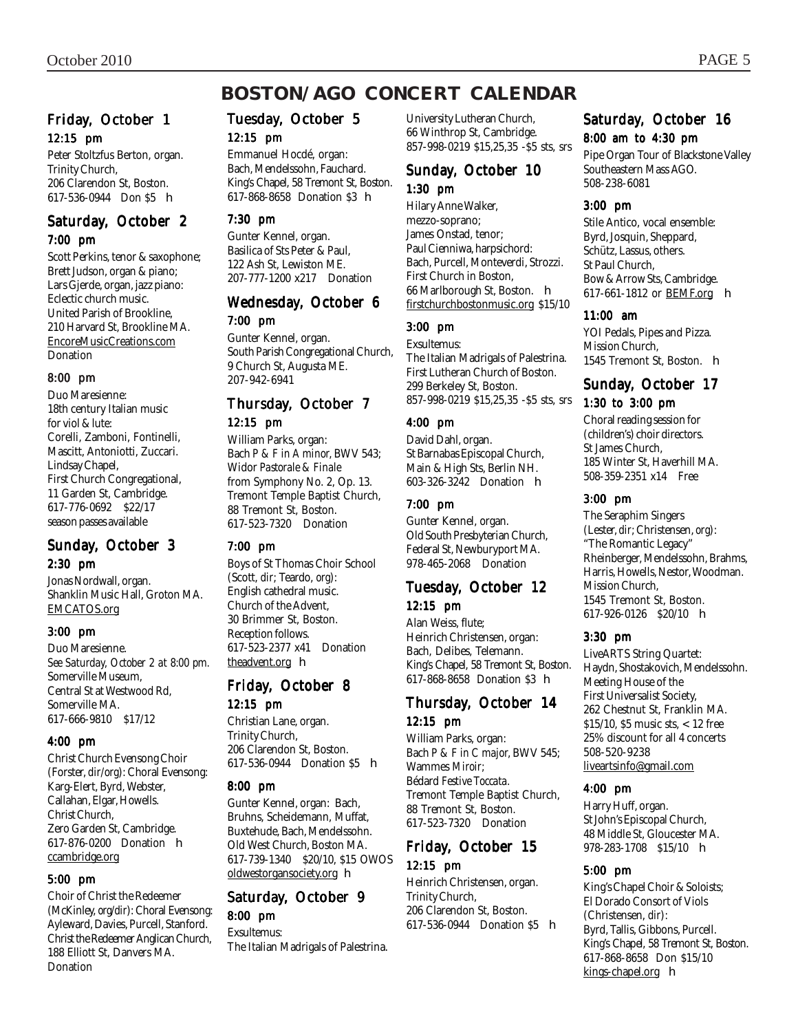# BOSTON/AGO CONCERT CALENDAR

## Friday, October 1

### 12:15 pm

Peter Stoltzfus Berton, organ.
Trinity Church,
206 Clarendon St, Boston.
617-536-0944 Don $5 h

## Saturday, October 2

### 7:00 pm

Scott Perkins, tenor & saxophone;
Brett Judson, organ & piano;
Lars Gjerde, organ, jazz piano:
Eclectic church music.
United Parish of Brookline,
210 Harvard St, Brookline MA.
EncoreMusicCreations.com
Donation

### 8:00 pm

Duo Maresienne:
18th century Italian music
for viol & lute:
Corelli, Zamboni, Fontinelli,
Mascitt, Antoniotti, Zuccari.
Lindsay Chapel,
First Church Congregational,
11 Garden St, Cambridge.
617-776-0692 $22/17
season passes available

## Sunday, October 3

### 2:30 pm

Jonas Nordwall, organ.
Shanklin Music Hall, Groton MA.
EMCATOS.org

### 3:00 pm

Duo Maresienne.
*See Saturday, October 2 at 8:00 pm.*
Somerville Museum,
Central St at Westwood Rd,
Somerville MA.
617-666-9810 $17/12

### 4:00 pm

Christ Church Evensong Choir
(Forster, *dir/org*): Choral Evensong:
Karg-Elert, Byrd, Webster,
Callahan, Elgar, Howells.
Christ Church,
Zero Garden St, Cambridge.
617-876-0200 Donation h
ccambridge.org

### 5:00 pm

Choir of Christ the Redeemer
(McKinley, *org/dir*): Choral Evensong:
Ayleward, Davies, Purcell, Stanford.
Christ the Redeemer Anglican Church,
188 Elliott St, Danvers MA.
Donation

## Tuesday, October 5

### 12:15 pm

Emmanuel Hocdé, organ:
Bach, Mendelssohn, Fauchard.
King's Chapel, 58 Tremont St, Boston.
617-868-8658 Donation $3 h

### 7:30 pm

Gunter Kennel, organ.
Basilica of Sts Peter & Paul,
122 Ash St, Lewiston ME.
207-777-1200 x217 Donation

## Wednesday, October 6

### 7:00 pm

Gunter Kennel, organ.
South Parish Congregational Church,
9 Church St, Augusta ME.
207-942-6941

## Thursday, October 7

### 12:15 pm

William Parks, organ:
Bach *P & F in A minor*, BWV 543;
Widor *Pastorale & Finale*
from Symphony No. 2, Op. 13.
Tremont Temple Baptist Church,
88 Tremont St, Boston.
617-523-7320 Donation

### 7:00 pm

Boys of St Thomas Choir School
(Scott, *dir*; Teardo, *org*):
English cathedral music.
Church of the Advent,
30 Brimmer St, Boston.
Reception follows.
617-523-2377 x41 Donation
theadvent.org h

## Friday, October 8

### 12:15 pm

Christian Lane, organ.
Trinity Church,
206 Clarendon St, Boston.
617-536-0944 Donation $5 h

### 8:00 pm

Gunter Kennel, organ: Bach,
Bruhns, Scheidemann, Muffat,
Buxtehude, Bach, Mendelssohn.
Old West Church, Boston MA.
617-739-1340 $20/10, $15 OWOS
oldwestorgansociety.org h

## Saturday, October 9

### 8:00 pm

Exsultemus:
The Italian Madrigals of Palestrina.
University Lutheran Church,
66 Winthrop St, Cambridge.
857-998-0219 $15,25,35 -$5 sts, srs

## Sunday, October 10

### 1:30 pm

Hilary Anne Walker,
mezzo-soprano;
James Onstad, tenor;
Paul Cienniwa, harpsichord:
Bach, Purcell, Monteverdi, Strozzi.
First Church in Boston,
66 Marlborough St, Boston. h
firstchurchbostonmusic.org $15/10

### 3:00 pm

Exsultemus:
The Italian Madrigals of Palestrina.
First Lutheran Church of Boston.
299 Berkeley St, Boston.
857-998-0219 $15,25,35 -$5 sts, srs

### 4:00 pm

David Dahl, organ.
St Barnabas Episcopal Church,
Main & High Sts, Berlin NH.
603-326-3242 Donation h

### 7:00 pm

Gunter Kennel, organ.
Old South Presbyterian Church,
Federal St, Newburyport MA.
978-465-2068 Donation

## Tuesday, October 12

### 12:15 pm

Alan Weiss, flute;
Heinrich Christensen, organ:
Bach, Delibes, Telemann.
King's Chapel, 58 Tremont St, Boston.
617-868-8658 Donation $3 h

## Thursday, October 14

### 12:15 pm

William Parks, organ:
Bach *P & F in C major*, BWV 545;
Wammes *Miroir*;
Bédard *Festive Toccata*.
Tremont Temple Baptist Church,
88 Tremont St, Boston.
617-523-7320 Donation

## Friday, October 15

### 12:15 pm

Heinrich Christensen, organ.
Trinity Church,
206 Clarendon St, Boston.
617-536-0944 Donation $5 h

## Saturday, October 16

### 8:00 am to 4:30 pm

Pipe Organ Tour of Blackstone Valley
Southeastern Mass AGO.
508-238-6081

### 3:00 pm

Stile Antico, vocal ensemble:
Byrd, Josquin, Sheppard,
Schütz, Lassus, others.
St Paul Church,
Bow & Arrow Sts, Cambridge.
617-661-1812 or BEMF.org h

### 11:00 am

YOI Pedals, Pipes and Pizza.
Mission Church,
1545 Tremont St, Boston. h

## Sunday, October 17

### 1:30 to 3:00 pm

Choral reading session for
(children's) choir directors.
St James Church,
185 Winter St, Haverhill MA.
508-359-2351 x14 Free

### 3:00 pm

The Seraphim Singers
(Lester, *dir*; Christensen, *org*):
"The Romantic Legacy"
Rheinberger, Mendelssohn, Brahms,
Harris, Howells, Nestor, Woodman.
Mission Church,
1545 Tremont St, Boston.
617-926-0126 $20/10 h

### 3:30 pm

LiveARTS String Quartet:
Haydn, Shostakovich, Mendelssohn.
Meeting House of the
First Universalist Society,
262 Chestnut St, Franklin MA.
$15/10, $5 music sts, < 12 free
25% discount for all 4 concerts
508-520-9238
liveartsinfo@gmail.com

### 4:00 pm

Harry Huff, organ.
St John's Episcopal Church,
48 Middle St, Gloucester MA.
978-283-1708 $15/10 h

### 5:00 pm

King's Chapel Choir & Soloists;
El Dorado Consort of Viols
(Christensen, *dir*):
Byrd, Tallis, Gibbons, Purcell.
King's Chapel, 58 Tremont St, Boston.
617-868-8658 Don $15/10
kings-chapel.org h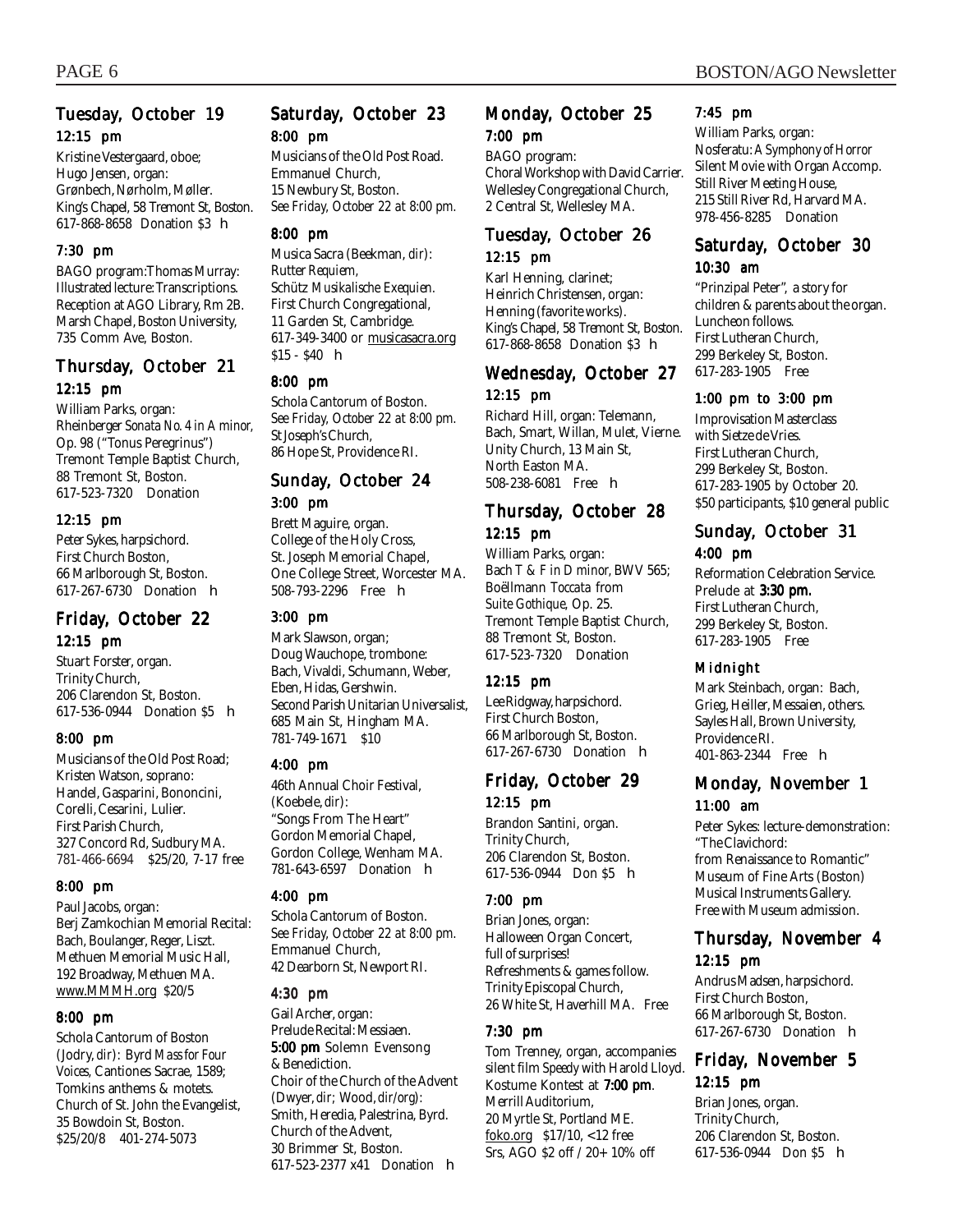## Tuesday, October 19

### 12:15 pm

Kristine Vestergaard, oboe;
Hugo Jensen, organ:
Grønbech, Nørholm, Møller.
King's Chapel, 58 Tremont St, Boston.
617-868-8658 Donation $3 h

### 7:30 pm

BAGO program: Thomas Murray:
Illustrated lecture: Transcriptions.
Reception at AGO Library, Rm 2B.
Marsh Chapel, Boston University,
735 Comm Ave, Boston.

## Thursday, October 21

### 12:15 pm

William Parks, organ:
Rheinberger *Sonata No. 4 in A minor*, Op. 98 ("Tonus Peregrinus")
Tremont Temple Baptist Church,
88 Tremont St, Boston.
617-523-7320 Donation

### 12:15 pm

Peter Sykes, harpsichord.
First Church Boston,
66 Marlborough St, Boston.
617-267-6730 Donation h

## Friday, October 22

### 12:15 pm

Stuart Forster, organ.
Trinity Church,
206 Clarendon St, Boston.
617-536-0944 Donation $5 h

### 8:00 pm

Musicians of the Old Post Road;
Kristen Watson, soprano:
Handel, Gasparini, Bononcini, Corelli, Cesarini, Lulier.
First Parish Church,
327 Concord Rd, Sudbury MA.
781-466-6694 $25/20, 7-17 free

### 8:00 pm

Paul Jacobs, organ:
Berj Zamkochian Memorial Recital:
Bach, Boulanger, Reger, Liszt.
Methuen Memorial Music Hall,
192 Broadway, Methuen MA.
www.MMMH.org $20/5

### 8:00 pm

Schola Cantorum of Boston
(Jodry, dir): Byrd *Mass for Four Voices*, *Cantiones Sacrae*, 1589;
Tomkins anthems & motets.
Church of St. John the Evangelist,
35 Bowdoin St, Boston.
$25/20/8 401-274-5073

## Saturday, October 23

### 8:00 pm

Musicians of the Old Post Road.
Emmanuel Church,
15 Newbury St, Boston.
*See Friday, October 22 at 8:00 pm.*

### 8:00 pm

Musica Sacra (Beekman, dir):
Rutter *Requiem*,
Schütz *Musikalische Exequien*.
First Church Congregational,
11 Garden St, Cambridge.
617-349-3400 or musicasacra.org
$15 - $40 h

### 8:00 pm

Schola Cantorum of Boston.
*See Friday, October 22 at 8:00 pm.*
St Joseph's Church,
86 Hope St, Providence RI.

## Sunday, October 24

### 3:00 pm

Brett Maguire, organ.
College of the Holy Cross,
St. Joseph Memorial Chapel,
One College Street, Worcester MA.
508-793-2296 Free h

### 3:00 pm

Mark Slawson, organ;
Doug Wauchope, trombone:
Bach, Vivaldi, Schumann, Weber, Eben, Hidas, Gershwin.
Second Parish Unitarian Universalist,
685 Main St, Hingham MA.
781-749-1671 $10

### 4:00 pm

46th Annual Choir Festival,
(Koebele, dir):
"Songs From The Heart"
Gordon Memorial Chapel,
Gordon College, Wenham MA.
781-643-6597 Donation h

### 4:00 pm

Schola Cantorum of Boston.
*See Friday, October 22 at 8:00 pm.*
Emmanuel Church,
42 Dearborn St, Newport RI.

### 4:30 pm

Gail Archer, organ:
Prelude Recital: Messiaen.
**5:00 pm** Solemn Evensong & Benediction.
Choir of the Church of the Advent
(Dwyer, dir; Wood, dir/org):
Smith, Heredia, Palestrina, Byrd.
Church of the Advent,
30 Brimmer St, Boston.
617-523-2377 x41 Donation h

## Monday, October 25

### 7:00 pm

BAGO program:
Choral Workshop with David Carrier.
Wellesley Congregational Church,
2 Central St, Wellesley MA.

## Tuesday, October 26

### 12:15 pm

Karl Henning, clarinet;
Heinrich Christensen, organ:
Henning (favorite works).
King's Chapel, 58 Tremont St, Boston.
617-868-8658 Donation $3 h

## Wednesday, October 27

### 12:15 pm

Richard Hill, organ: Telemann, Bach, Smart, Willan, Mulet, Vierne.
Unity Church, 13 Main St,
North Easton MA.
508-238-6081 Free h

## Thursday, October 28

### 12:15 pm

William Parks, organ:
Bach *T & F in D minor*, BWV 565;
Boëllmann *Toccata* from *Suite Gothique*, Op. 25.
Tremont Temple Baptist Church,
88 Tremont St, Boston.
617-523-7320 Donation

### 12:15 pm

Lee Ridgway, harpsichord.
First Church Boston,
66 Marlborough St, Boston.
617-267-6730 Donation h

## Friday, October 29

### 12:15 pm

Brandon Santini, organ.
Trinity Church,
206 Clarendon St, Boston.
617-536-0944 Don $5 h

### 7:00 pm

Brian Jones, organ:
Halloween Organ Concert,
full of surprises!
Refreshments & games follow.
Trinity Episcopal Church,
26 White St, Haverhill MA. Free

### 7:30 pm

Tom Trenney, organ, accompanies silent film *Speedy* with Harold Lloyd.
Kostume Kontest at **7:00 pm**.
Merrill Auditorium,
20 Myrtle St, Portland ME.
foko.org $17/10, <12 free
Srs, AGO $2 off / 20+ 10% off

### 7:45 pm

William Parks, organ:
Nosferatu: *A Symphony of Horror*
Silent Movie with Organ Accomp.
Still River Meeting House,
215 Still River Rd, Harvard MA.
978-456-8285 Donation

## Saturday, October 30

### 10:30 am

"Prinzipal Peter", a story for children & parents about the organ.
Luncheon follows.
First Lutheran Church,
299 Berkeley St, Boston.
617-283-1905 Free

### 1:00 pm to 3:00 pm

Improvisation Masterclass with Sietze de Vries.
First Lutheran Church,
299 Berkeley St, Boston.
617-283-1905 by October 20.
$50 participants, $10 general public

## Sunday, October 31

### 4:00 pm

Reformation Celebration Service.
Prelude at **3:30 pm.**
First Lutheran Church,
299 Berkeley St, Boston.
617-283-1905 Free

### Midnight

Mark Steinbach, organ: Bach, Grieg, Heiller, Messaien, others.
Sayles Hall, Brown University,
Providence RI.
401-863-2344 Free h

## Monday, November 1

### 11:00 am

Peter Sykes: lecture-demonstration:
"The Clavichord:
from Renaissance to Romantic"
Museum of Fine Arts (Boston)
Musical Instruments Gallery.
Free with Museum admission.

## Thursday, November 4

### 12:15 pm

Andrus Madsen, harpsichord.
First Church Boston,
66 Marlborough St, Boston.
617-267-6730 Donation h

## Friday, November 5

### 12:15 pm

Brian Jones, organ.
Trinity Church,
206 Clarendon St, Boston.
617-536-0944 Don $5 h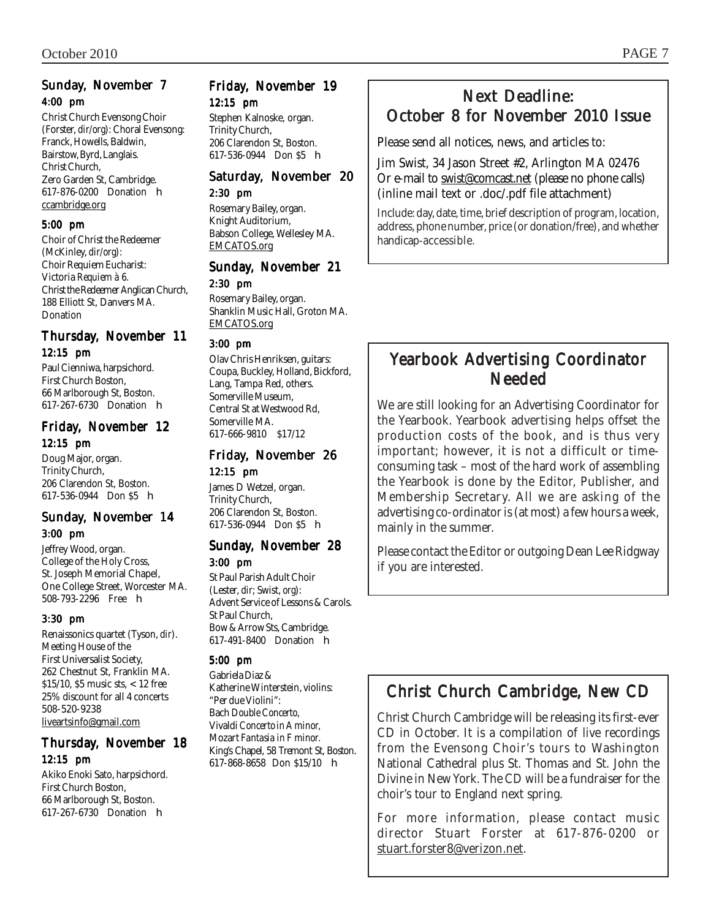## Sunday, November 7

### 4:00 pm

Christ Church Evensong Choir (Forster, *dir/org*): Choral Evensong: Franck, Howells, Baldwin, Bairstow, Byrd, Langlais. Christ Church, Zero Garden St, Cambridge. 617-876-0200 Donation h
ccambridge.org

### 5:00 pm

Choir of Christ the Redeemer (McKinley, *dir/org*): Choir Requiem Eucharist: Victoria *Requiem à 6*. Christ the Redeemer Anglican Church, 188 Elliott St, Danvers MA. Donation

## Thursday, November 11

### 12:15 pm

Paul Cienniwa, harpsichord. First Church Boston, 66 Marlborough St, Boston. 617-267-6730 Donation h

## Friday, November 12

### 12:15 pm

Doug Major, organ. Trinity Church, 206 Clarendon St, Boston. 617-536-0944 Don $5 h

## Sunday, November 14

### 3:00 pm

Jeffrey Wood, organ. College of the Holy Cross, St. Joseph Memorial Chapel, One College Street, Worcester MA. 508-793-2296 Free h

### 3:30 pm

Renaissonics quartet (Tyson, *dir*). Meeting House of the First Universalist Society, 262 Chestnut St, Franklin MA. $15/10, $5 music sts, < 12 free 25% discount for all 4 concerts 508-520-9238
liveartsinfo@gmail.com

## Thursday, November 18

### 12:15 pm

Akiko Enoki Sato, harpsichord. First Church Boston, 66 Marlborough St, Boston. 617-267-6730 Donation h

## Friday, November 19

### 12:15 pm

Stephen Kalnoske, organ. Trinity Church, 206 Clarendon St, Boston. 617-536-0944 Don $5 h

## Saturday, November 20

### 2:30 pm

Rosemary Bailey, organ. Knight Auditorium, Babson College, Wellesley MA.
EMCATOS.org

## Sunday, November 21

### 2:30 pm

Rosemary Bailey, organ. Shanklin Music Hall, Groton MA.
EMCATOS.org

### 3:00 pm

Olav Chris Henriksen, guitars: Coupa, Buckley, Holland, Bickford, Lang, Tampa Red, others. Somerville Museum, Central St at Westwood Rd, Somerville MA. 617-666-9810 $17/12

## Friday, November 26

### 12:15 pm

James D Wetzel, organ. Trinity Church, 206 Clarendon St, Boston. 617-536-0944 Don $5 h

## Sunday, November 28

### 3:00 pm

St Paul Parish Adult Choir (Lester, *dir*; Swist, *org*): Advent Service of Lessons & Carols. St Paul Church, Bow & Arrow Sts, Cambridge. 617-491-8400 Donation h

### 5:00 pm

Gabriela Diaz & Katherine Winterstein, violins: "Per due Violini": Bach *Double Concerto*, Vivaldi *Concerto in A minor*, Mozart *Fantasia in F minor*. King's Chapel, 58 Tremont St, Boston. 617-868-8658 Don $15/10 h

---

## Next Deadline: October 8 for November 2010 Issue

Please send all notices, news, and articles to:

Jim Swist, 34 Jason Street #2, Arlington MA 02476
Or e-mail to swist@comcast.net (please no phone calls) (inline mail text or .doc/.pdf file attachment)

Include: day, date, time, brief description of program, location, address, phone number, price (or donation/free), and whether handicap-accessible.

---

## Yearbook Advertising Coordinator Needed

We are still looking for an Advertising Coordinator for the Yearbook. Yearbook advertising helps offset the production costs of the book, and is thus very important; however, it is not a difficult or time-consuming task – most of the hard work of assembling the Yearbook is done by the Editor, Publisher, and Membership Secretary. All we are asking of the advertising co-ordinator is (at most) a few hours a week, mainly in the summer.

Please contact the Editor or outgoing Dean Lee Ridgway if you are interested.

---

## Christ Church Cambridge, New CD

Christ Church Cambridge will be releasing its first-ever CD in October. It is a compilation of live recordings from the Evensong Choir's tours to Washington National Cathedral plus St. Thomas and St. John the Divine in New York. The CD will be a fundraiser for the choir's tour to England next spring.

For more information, please contact music director Stuart Forster at 617-876-0200 or stuart.forster8@verizon.net.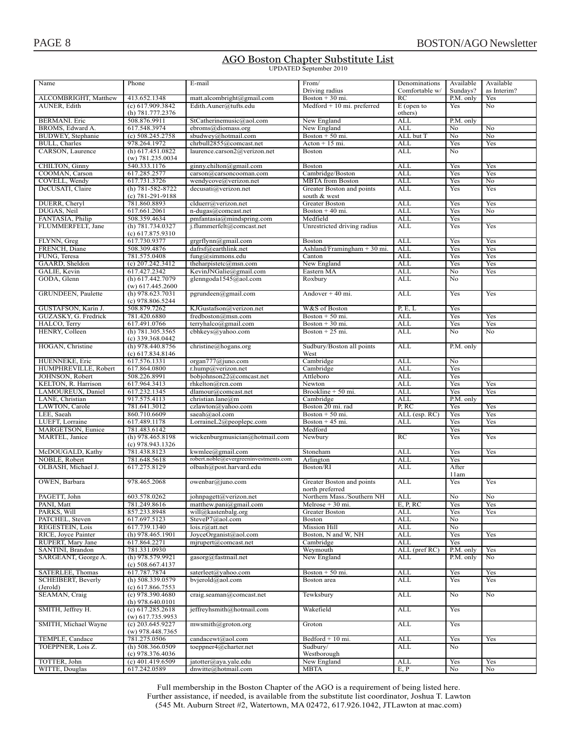## AGO Boston Chapter Substitute List

UPDATED September 2010

| Name | Phone | E-mail | From/ Driving radius | Denominations Comfortable w/ | Available Sundays? | Available as Interim? |
|---|---|---|---|---|---|---|
| ALCOMBRIGHT, Matthew | 413.652.1348 | matt.alcombright@gmail.com | Boston + 30 mi. | RC | P.M. only | Yes |
| AUNER, Edith | (c) 617.909.3842 (h) 781.777.2376 | Edith.Auner@tufts.edu | Medford + 10 mi. preferred | E (open to others) | Yes | No |
| BERMANI. Eric | 508.876.9911 | StCatherinemusic@aol.com | New England | ALL | P.M. only | |
| BROMS, Edward A. | 617.548.3974 | ebroms@diomass.org | New England | ALL | No | No |
| BUDWEY, Stephanie | (c) 508.245.2758 | sbudwey@hotmail.com | Boston + 50 mi. | ALL but T | No | No |
| BULL, Charles | 978.264.1972 | chrbull2855@comcast.net | Acton + 15 mi. | ALL | Yes | Yes |
| CARSON, Laurence | (h) 617.451.0822 (w) 781.235.0034 | laurence.carson2@verizon.net | Boston | ALL | No | |
| CHILTON, Ginny | 540.333.1176 | ginny.chilton@gmail.com | Boston | ALL | Yes | Yes |
| COOMAN, Carson | 617.285.2577 | carson@carsoncooman.com | Cambridge/Boston | ALL | Yes | Yes |
| COVELL, Wendy | 617.731.3726 | wendycove@verizon.net | MBTA from Boston | ALL | Yes | No |
| DeCUSATI, Claire | (h) 781-582-8722 (c) 781-291-9188 | decusati@verizon.net | Greater Boston and points south & west | ALL | Yes | Yes |
| DUERR, Cheryl | 781.860.8893 | clduerr@verizon.net | Greater Boston | ALL | Yes | Yes |
| DUGAS, Neil | 617.661.2061 | n-dugas@comcast.net | Boston + 40 mi. | ALL | Yes | No |
| FANTASIA, Philip | 508.359.4634 | pmfantasia@mindspring.com | Medfield | ALL | Yes | |
| FLUMMERFELT, Jane | (h) 781.734.0327 (c) 617.875.9310 | j.flummerfelt@comcast.net | Unrestricted driving radius | ALL | Yes | Yes |
| FLYNN, Greg | 617.730.9377 | grgrflynn@gmail.com | Boston | ALL | Yes | Yes |
| FRENCH, Diane | 508.309.4876 | dafrsf@earthlink.net | Ashland/Framingham + 30 mi. | ALL | Yes | Yes |
| FUNG, Teresa | 781.575.0408 | fung@simmons.edu | Canton | ALL | Yes | Yes |
| GAARD, Sheldon | (c) 207.242.3412 | theharpistetc@msn.com | New England | ALL | Yes | Yes |
| GALIE, Kevin | 617.427.2342 | KevinJNGalie@gmail.com | Eastern MA | ALL | No | Yes |
| GODA, Glenn | (h) 617.442.7079 (w) 617.445.2600 | glenngoda1545@aol.com | Roxbury | ALL | No | |
| GRUNDEEN, Paulette | (h) 978.623.7031 (c) 978.806.5244 | pgrundeen@gmail.com | Andover + 40 mi. | ALL | Yes | Yes |
| GUSTAFSON, Karin J. | 508.879.7262 | KJGustafson@verizon.net | W&S of Boston | P, E, L | Yes | |
| GUZASKY, G. Fredrick | 781.420.6880 | fredboston@msn.com | Boston + 50 mi. | ALL | Yes | Yes |
| HALCO, Terry | 617.491.0766 | terryhalco@gmail.com | Boston + 30 mi. | ALL | Yes | Yes |
| HENRY, Colleen | (h) 781.305.3565 (c) 339.368.0442 | cbhkeys@yahoo.com | Boston + 25 mi. | ALL | No | No |
| HOGAN, Christine | (h) 978.440.8756 (c) 617.834.8146 | christine@hogans.org | Sudbury/Boston all points West | ALL | P.M. only | |
| HUENNEKE, Eric | 617.576.1331 | organ777@juno.com | Cambridge | ALL | No | |
| HUMPHREVILLE, Robert | 617.864.0800 | r.hump@verizon.net | Cambridge | ALL | Yes | |
| JOHNSON, Robert | 508.226.8991 | bobjohnson22@comcast.net | Attleboro | ALL | Yes | |
| KELTON, R. Harrison | 617.964.3413 | rhkelton@rcn.com | Newton | ALL | Yes | Yes |
| LAMOUREUX, Daniel | 617.232.1345 | dlamour@comcast.net | Brookline + 50 mi. | ALL | Yes | Yes |
| LANE, Christian | 917.575.4113 | christian.lane@m | Cambridge | ALL | P.M. only | |
| LAWTON, Carole | 781.641.3012 | czlawton@yahoo.com | Boston 20 mi. rad | P, RC | Yes | Yes |
| LEE, Saeah | 860.710.6609 | saeah@aol.com | Boston + 50 mi. | ALL (esp. RC) | Yes | Yes |
| LUEFT, Lorraine | 617.489.1178 | LorraineL2@peoplepc.com | Boston + 45 mi. | ALL | Yes | Yes |
| MARGETSON, Eunice | 781.483.6142 | | Medford | | Yes | |
| MARTEL, Janice | (h) 978.465.8198 (c) 978.943.1326 | wickenburgmusician@hotmail.com | Newbury | RC | Yes | Yes |
| McDOUGALD, Kathy | 781.438.8123 | kwmlee@gmail.com | Stoneham | ALL | Yes | Yes |
| NOBLE, Robert | 781.648.5618 | robert.noble@evergreeninvestments.com | Arlington | ALL | Yes | |
| OLBASH, Michael J. | 617.275.8129 | olbash@post.harvard.edu | Boston/RI | ALL | After 11am | |
| OWEN, Barbara | 978.465.2068 | owenbar@juno.com | Greater Boston and points north preferred | ALL | Yes | Yes |
| PAGETT, John | 603.578.0262 | johnpagett@verizon.net | Northern Mass./Southern NH | ALL | No | No |
| PANI, Matt | 781.249.8616 | matthew.pani@gmail.com | Melrose + 30 mi. | E, P, RC | Yes | Yes |
| PARKS, Will | 857.233.8948 | will@kastenbalg.org | Greater Boston | ALL | Yes | Yes |
| PATCHEL, Steven | 617.697.5123 | SteveP7@aol.com | Boston | ALL | No | |
| REGESTEIN, Lois | 617.739.1340 | lois.r@att.net | Mission Hill | ALL | No | |
| RICE, Joyce Painter | (h) 978.465.1901 | JoyceOrganist@aol.com | Boston, N and W, NH | ALL | Yes | Yes |
| RUPERT, Mary Jane | 617.864.2271 | mjrupert@comcast.net | Cambridge | ALL | Yes | |
| SANTINI, Brandon | 781.331.0930 | | Weymouth | ALL (pref RC) | P.M. only | Yes |
| SARGEANT, George A. | (h) 978.579.9921 (c) 508.667.4137 | gasorg@fastmail.net | New England | ALL | P.M. only | No |
| SATERLEE, Thomas | 617.787.7874 | saterleet@yahoo.com | Boston + 50 mi. | ALL | Yes | Yes |
| SCHEIBERT, Beverly (Jerold) | (h) 508.339.0579 (c) 617.866.7553 | bvjerold@aol.com | Boston area | ALL | Yes | Yes |
| SEAMAN, Craig | (c) 978.390.4680 (h) 978.640.0101 | craig.seaman@comcast.net | Tewksbury | ALL | No | No |
| SMITH, Jeffrey H. | (c) 617.285.2618 (w) 617.735.9953 | jeffreyhsmith@hotmail.com | Wakefield | ALL | Yes | |
| SMITH, Michael Wayne | (c) 203.645.9227 (w) 978.448.7365 | mwsmith@groton.org | Groton | ALL | Yes | |
| TEMPLE, Candace | 781.275.0506 | candacewt@aol.com | Bedford + 10 mi. | ALL | Yes | Yes |
| TOEPPNER, Lois Z. | (h) 508.366.0509 (c) 978.376.4036 | toeppner4@charter.net | Sudbury/ Westborough | ALL | No | |
| TOTTER, John | (c) 401.419.6509 | jatotter@aya.yale.edu | New England | ALL | Yes | Yes |
| WITTE, Douglas | 617.242.0589 | dnwitte@hotmail.com | MBTA | E, P | No | No |

Full membership in the Boston Chapter of the AGO is a requirement of being listed here.
Further assistance, if needed, is available from the substitute list coordinator, Joshua T. Lawton
(545 Mt. Auburn Street #2, Watertown, MA 02472, 617.926.1042, JTLawton at mac.com)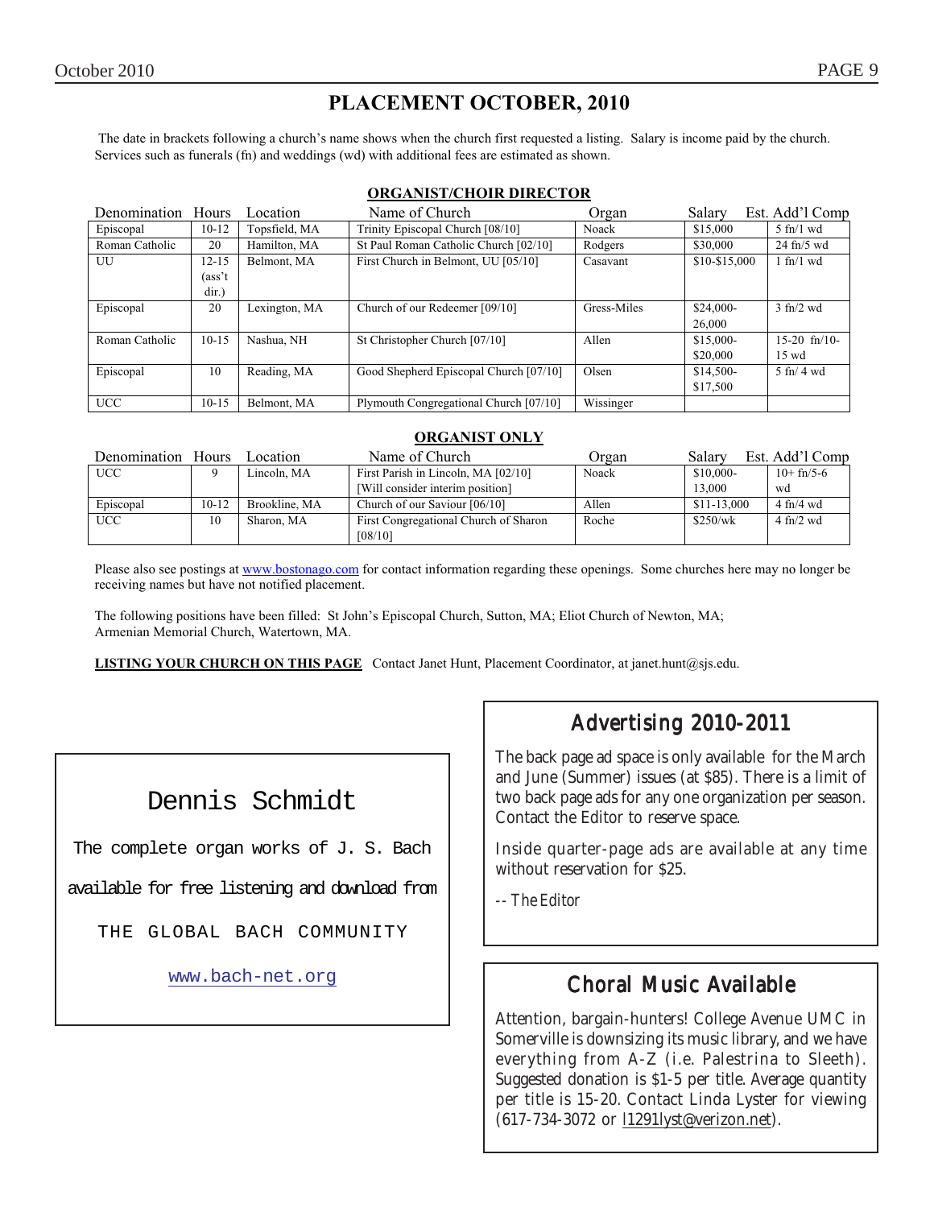# PLACEMENT OCTOBER, 2010

The date in brackets following a church's name shows when the church first requested a listing. Salary is income paid by the church. Services such as funerals (fn) and weddings (wd) with additional fees are estimated as shown.

## ORGANIST/CHOIR DIRECTOR

| Denomination | Hours | Location | Name of Church | Organ | Salary | Est. Add'l Comp |
|---|---|---|---|---|---|---|
| Episcopal | 10-12 | Topsfield, MA | Trinity Episcopal Church [08/10] | Noack | $15,000 | 5 fn/1 wd |
| Roman Catholic | 20 | Hamilton, MA | St Paul Roman Catholic Church [02/10] | Rodgers | $30,000 | 24 fn/5 wd |
| UU | 12-15 (ass't dir.) | Belmont, MA | First Church in Belmont, UU [05/10] | Casavant | $10-$15,000 | 1 fn/1 wd |
| Episcopal | 20 | Lexington, MA | Church of our Redeemer [09/10] | Gress-Miles | $24,000-26,000 | 3 fn/2 wd |
| Roman Catholic | 10-15 | Nashua, NH | St Christopher Church [07/10] | Allen | $15,000-$20,000 | 15-20 fn/10-15 wd |
| Episcopal | 10 | Reading, MA | Good Shepherd Episcopal Church [07/10] | Olsen | $14,500-$17,500 | 5 fn/ 4 wd |
| UCC | 10-15 | Belmont, MA | Plymouth Congregational Church [07/10] | Wissinger | | |

## ORGANIST ONLY

| Denomination | Hours | Location | Name of Church | Organ | Salary | Est. Add'l Comp |
|---|---|---|---|---|---|---|
| UCC | 9 | Lincoln, MA | First Parish in Lincoln, MA [02/10] [Will consider interim position] | Noack | $10,000-13,000 | 10+ fn/5-6 wd |
| Episcopal | 10-12 | Brookline, MA | Church of our Saviour [06/10] | Allen | $11-13,000 | 4 fn/4 wd |
| UCC | 10 | Sharon, MA | First Congregational Church of Sharon [08/10] | Roche | $250/wk | 4 fn/2 wd |

Please also see postings at www.bostonago.com for contact information regarding these openings. Some churches here may no longer be receiving names but have not notified placement.

The following positions have been filled: St John's Episcopal Church, Sutton, MA; Eliot Church of Newton, MA; Armenian Memorial Church, Watertown, MA.

**LISTING YOUR CHURCH ON THIS PAGE** Contact Janet Hunt, Placement Coordinator, at janet.hunt@sjs.edu.

---

Dennis Schmidt

The complete organ works of J. S. Bach

available for free listening and download from

THE GLOBAL BACH COMMUNITY

www.bach-net.org

---

## Advertising 2010-2011

The back page ad space is only available for the March and June (Summer) issues (at $85). There is a limit of two back page ads for any one organization per season. Contact the Editor to reserve space.

Inside quarter-page ads are available at any time without reservation for $25.

*-- The Editor*

## Choral Music Available

Attention, bargain-hunters! College Avenue UMC in Somerville is downsizing its music library, and we have everything from A-Z (i.e. Palestrina to Sleeth). Suggested donation is $1-5 per title. Average quantity per title is 15-20. Contact Linda Lyster for viewing (617-734-3072 or l1291lyst@verizon.net).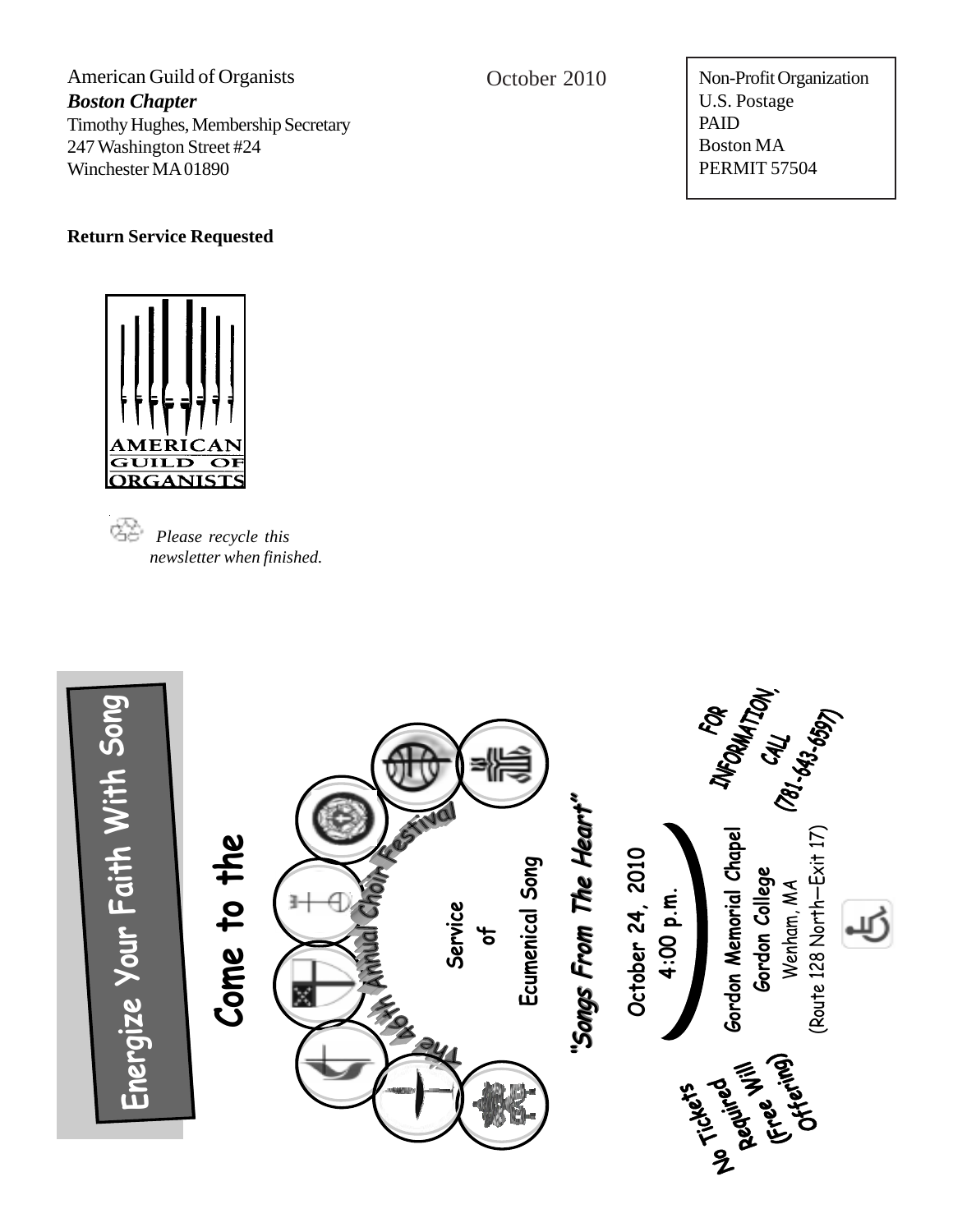American Guild of Organists
***Boston Chapter***
Timothy Hughes, Membership Secretary
247 Washington Street #24
Winchester MA 01890

October 2010

Non-Profit Organization
U.S. Postage
PAID
Boston MA
PERMIT 57504

**Return Service Requested**

AMERICAN GUILD OF ORGANISTS

*Please recycle this newsletter when finished.*

**Energize Your Faith With Song**

**Come to the**

**The 46th Annual Choir Festival**

**Service of Ecumenical Song**

***"Songs From The Heart"***

**October 24, 2010**
**4:00 p.m.**

**Gordon Memorial Chapel**
**Gordon College**
Wenham, MA
(Route 128 North—Exit 17)

**No Tickets Required (Free Will Offering)**

**FOR INFORMATION, CALL (781-643-6597)**